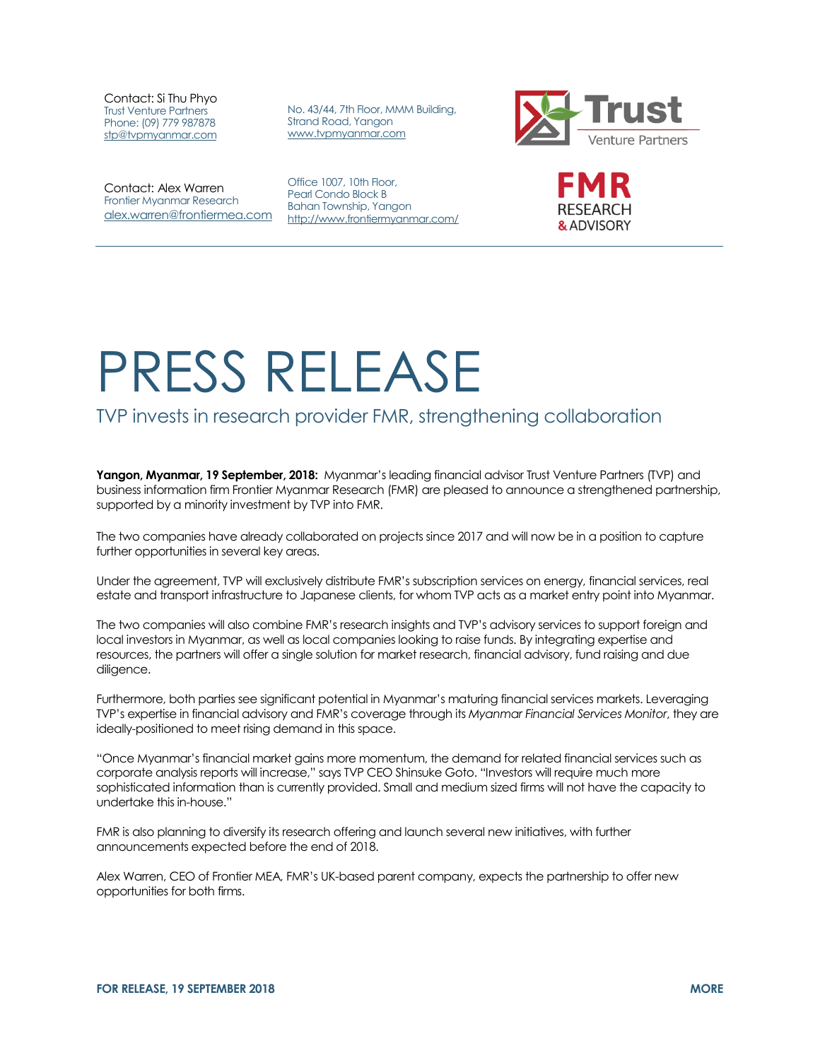Contact: Si Thu Phyo
Trust Venture Partners
Phone: (09) 779 987878
stp@tvpmyanmar.com

No. 43/44, 7th Floor, MMM Building,
Strand Road, Yangon
www.tvpmyanmar.com

Trust Venture Partners

Contact: Alex Warren
Frontier Myanmar Research
alex.warren@frontiermea.com

Office 1007, 10th Floor,
Pearl Condo Block B
Bahan Township, Yangon
http://www.frontiermyanmar.com/

FMR RESEARCH & ADVISORY

# PRESS RELEASE

## TVP invests in research provider FMR, strengthening collaboration

**Yangon, Myanmar, 19 September, 2018:** Myanmar's leading financial advisor Trust Venture Partners (TVP) and business information firm Frontier Myanmar Research (FMR) are pleased to announce a strengthened partnership, supported by a minority investment by TVP into FMR.

The two companies have already collaborated on projects since 2017 and will now be in a position to capture further opportunities in several key areas.

Under the agreement, TVP will exclusively distribute FMR's subscription services on energy, financial services, real estate and transport infrastructure to Japanese clients, for whom TVP acts as a market entry point into Myanmar.

The two companies will also combine FMR's research insights and TVP's advisory services to support foreign and local investors in Myanmar, as well as local companies looking to raise funds. By integrating expertise and resources, the partners will offer a single solution for market research, financial advisory, fund raising and due diligence.

Furthermore, both parties see significant potential in Myanmar's maturing financial services markets. Leveraging TVP's expertise in financial advisory and FMR's coverage through its *Myanmar Financial Services Monitor*, they are ideally-positioned to meet rising demand in this space.

"Once Myanmar's financial market gains more momentum, the demand for related financial services such as corporate analysis reports will increase," says TVP CEO Shinsuke Goto. "Investors will require much more sophisticated information than is currently provided. Small and medium sized firms will not have the capacity to undertake this in-house."

FMR is also planning to diversify its research offering and launch several new initiatives, with further announcements expected before the end of 2018.

Alex Warren, CEO of Frontier MEA, FMR's UK-based parent company, expects the partnership to offer new opportunities for both firms.

**FOR RELEASE, 19 SEPTEMBER 2018** **MORE**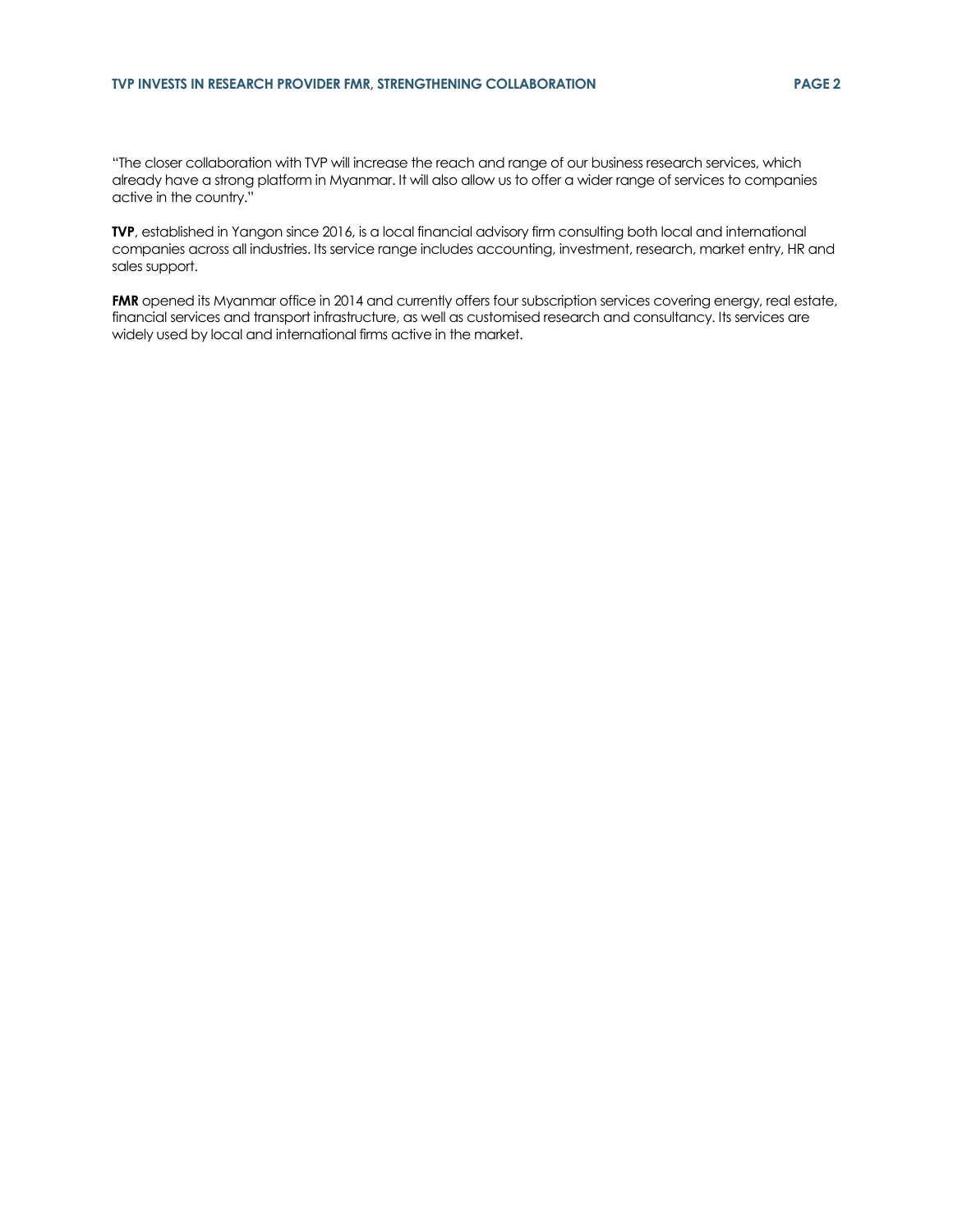"The closer collaboration with TVP will increase the reach and range of our business research services, which already have a strong platform in Myanmar. It will also allow us to offer a wider range of services to companies active in the country."

**TVP**, established in Yangon since 2016, is a local financial advisory firm consulting both local and international companies across all industries. Its service range includes accounting, investment, research, market entry, HR and sales support.

**FMR** opened its Myanmar office in 2014 and currently offers four subscription services covering energy, real estate, financial services and transport infrastructure, as well as customised research and consultancy. Its services are widely used by local and international firms active in the market.